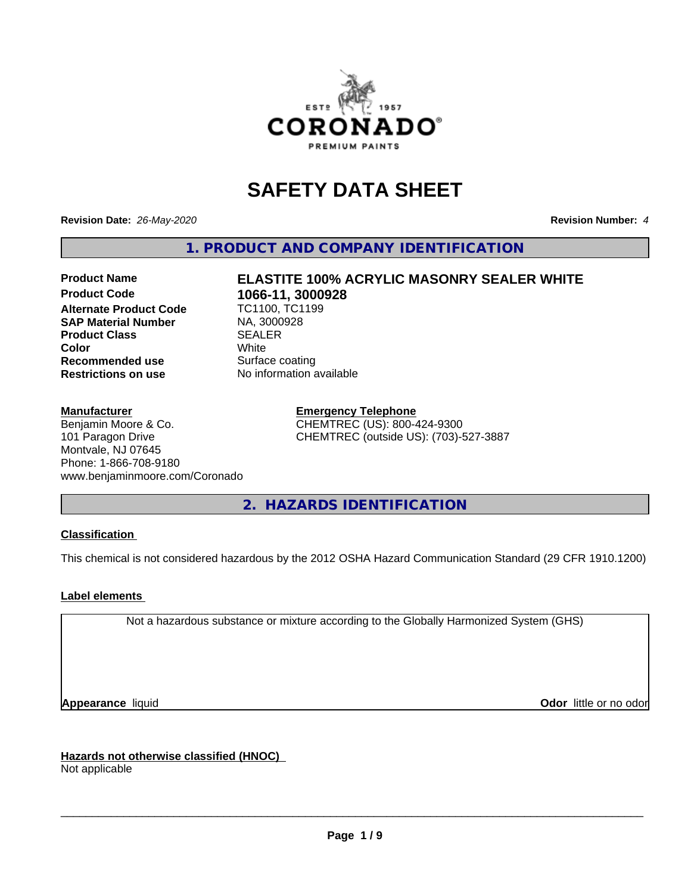# SAFETY DATA SHEET

**Revision Date:** *26-May-2020* **Revision Number:** *4*

## 1. PRODUCT AND COMPANY IDENTIFICATION

| | |
|---|---|
| **Product Name** | **ELASTITE 100% ACRYLIC MASONRY SEALER WHITE** |
| **Product Code** | **1066-11, 3000928** |
| **Alternate Product Code** | TC1100, TC1199 |
| **SAP Material Number** | NA, 3000928 |
| **Product Class** | SEALER |
| **Color** | White |
| **Recommended use** | Surface coating |
| **Restrictions on use** | No information available |

**Manufacturer**
Benjamin Moore & Co.
101 Paragon Drive
Montvale, NJ 07645
Phone: 1-866-708-9180
www.benjaminmoore.com/Coronado

**Emergency Telephone**
CHEMTREC (US): 800-424-9300
CHEMTREC (outside US): (703)-527-3887

## 2. HAZARDS IDENTIFICATION

**Classification**

This chemical is not considered hazardous by the 2012 OSHA Hazard Communication Standard (29 CFR 1910.1200)

**Label elements**

Not a hazardous substance or mixture according to the Globally Harmonized System (GHS)

**Appearance** liquid **Odor** little or no odor

**Hazards not otherwise classified (HNOC)**
Not applicable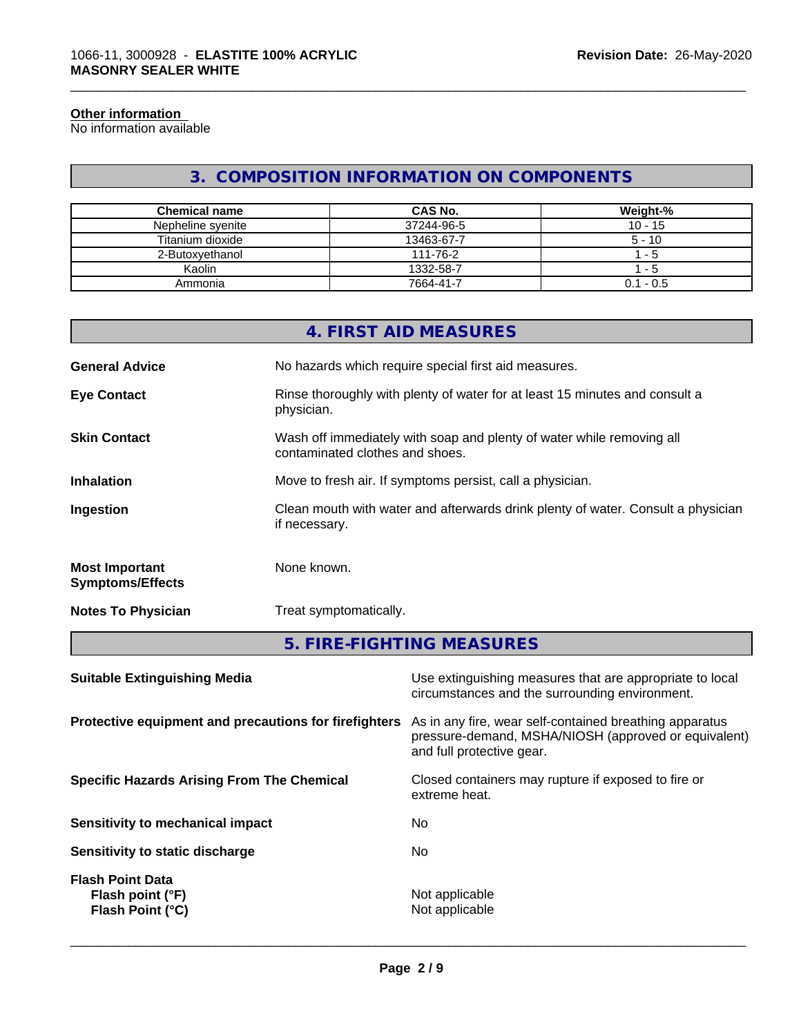#### Other information

No information available

## 3. COMPOSITION INFORMATION ON COMPONENTS

| Chemical name | CAS No. | Weight-% |
|---|---|---|
| Nepheline syenite | 37244-96-5 | 10 - 15 |
| Titanium dioxide | 13463-67-7 | 5 - 10 |
| 2-Butoxyethanol | 111-76-2 | 1 - 5 |
| Kaolin | 1332-58-7 | 1 - 5 |
| Ammonia | 7664-41-7 | 0.1 - 0.5 |

## 4. FIRST AID MEASURES

**General Advice** No hazards which require special first aid measures.

**Eye Contact** Rinse thoroughly with plenty of water for at least 15 minutes and consult a physician.

**Skin Contact** Wash off immediately with soap and plenty of water while removing all contaminated clothes and shoes.

**Inhalation** Move to fresh air. If symptoms persist, call a physician.

**Ingestion** Clean mouth with water and afterwards drink plenty of water. Consult a physician if necessary.

**Most Important Symptoms/Effects** None known.

**Notes To Physician** Treat symptomatically.

## 5. FIRE-FIGHTING MEASURES

**Suitable Extinguishing Media** Use extinguishing measures that are appropriate to local circumstances and the surrounding environment.

**Protective equipment and precautions for firefighters** As in any fire, wear self-contained breathing apparatus pressure-demand, MSHA/NIOSH (approved or equivalent) and full protective gear.

**Specific Hazards Arising From The Chemical** Closed containers may rupture if exposed to fire or extreme heat.

**Sensitivity to mechanical impact** No

**Sensitivity to static discharge** No

**Flash Point Data**
**Flash point (°F)** Not applicable
**Flash Point (°C)** Not applicable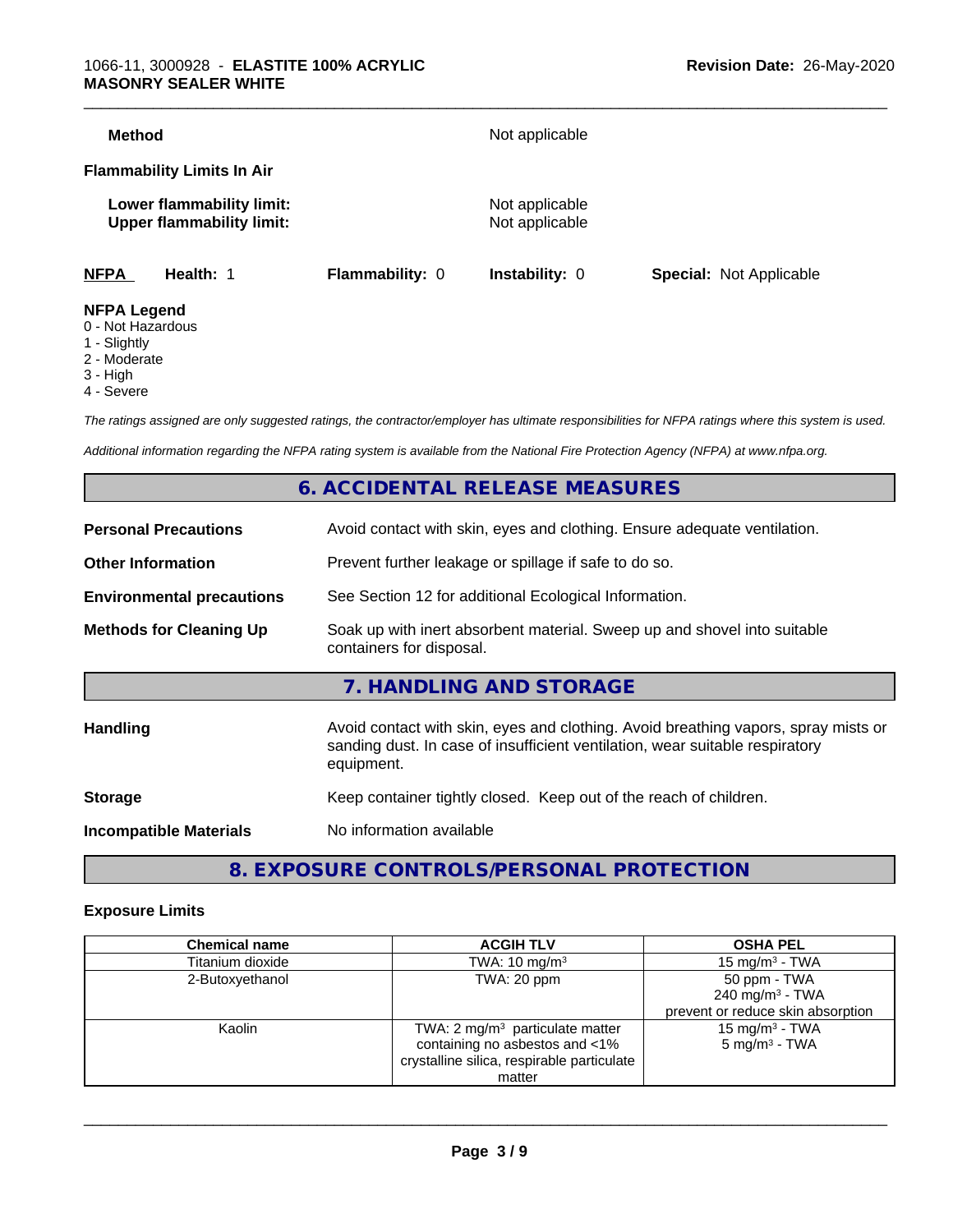**Method** Not applicable

**Flammability Limits In Air**

**Lower flammability limit:** Not applicable
**Upper flammability limit:** Not applicable

| **NFPA** | **Health:** 1 | **Flammability:** 0 | **Instability:** 0 | **Special:** Not Applicable |
|---|---|---|---|---|

**NFPA Legend**
- 0 - Not Hazardous
- 1 - Slightly
- 2 - Moderate
- 3 - High
- 4 - Severe

*The ratings assigned are only suggested ratings, the contractor/employer has ultimate responsibilities for NFPA ratings where this system is used.*

*Additional information regarding the NFPA rating system is available from the National Fire Protection Agency (NFPA) at www.nfpa.org.*

## 6. ACCIDENTAL RELEASE MEASURES

**Personal Precautions** Avoid contact with skin, eyes and clothing. Ensure adequate ventilation.

**Other Information** Prevent further leakage or spillage if safe to do so.

**Environmental precautions** See Section 12 for additional Ecological Information.

**Methods for Cleaning Up** Soak up with inert absorbent material. Sweep up and shovel into suitable containers for disposal.

## 7. HANDLING AND STORAGE

**Handling** Avoid contact with skin, eyes and clothing. Avoid breathing vapors, spray mists or sanding dust. In case of insufficient ventilation, wear suitable respiratory equipment.

**Storage** Keep container tightly closed. Keep out of the reach of children.

**Incompatible Materials** No information available

## 8. EXPOSURE CONTROLS/PERSONAL PROTECTION

### Exposure Limits

| Chemical name | ACGIH TLV | OSHA PEL |
|---|---|---|
| Titanium dioxide | TWA: 10 mg/m³ | 15 mg/m³ - TWA |
| 2-Butoxyethanol | TWA: 20 ppm | 50 ppm - TWA<br>240 mg/m³ - TWA<br>prevent or reduce skin absorption |
| Kaolin | TWA: 2 mg/m³ particulate matter containing no asbestos and <1% crystalline silica, respirable particulate matter | 15 mg/m³ - TWA<br>5 mg/m³ - TWA |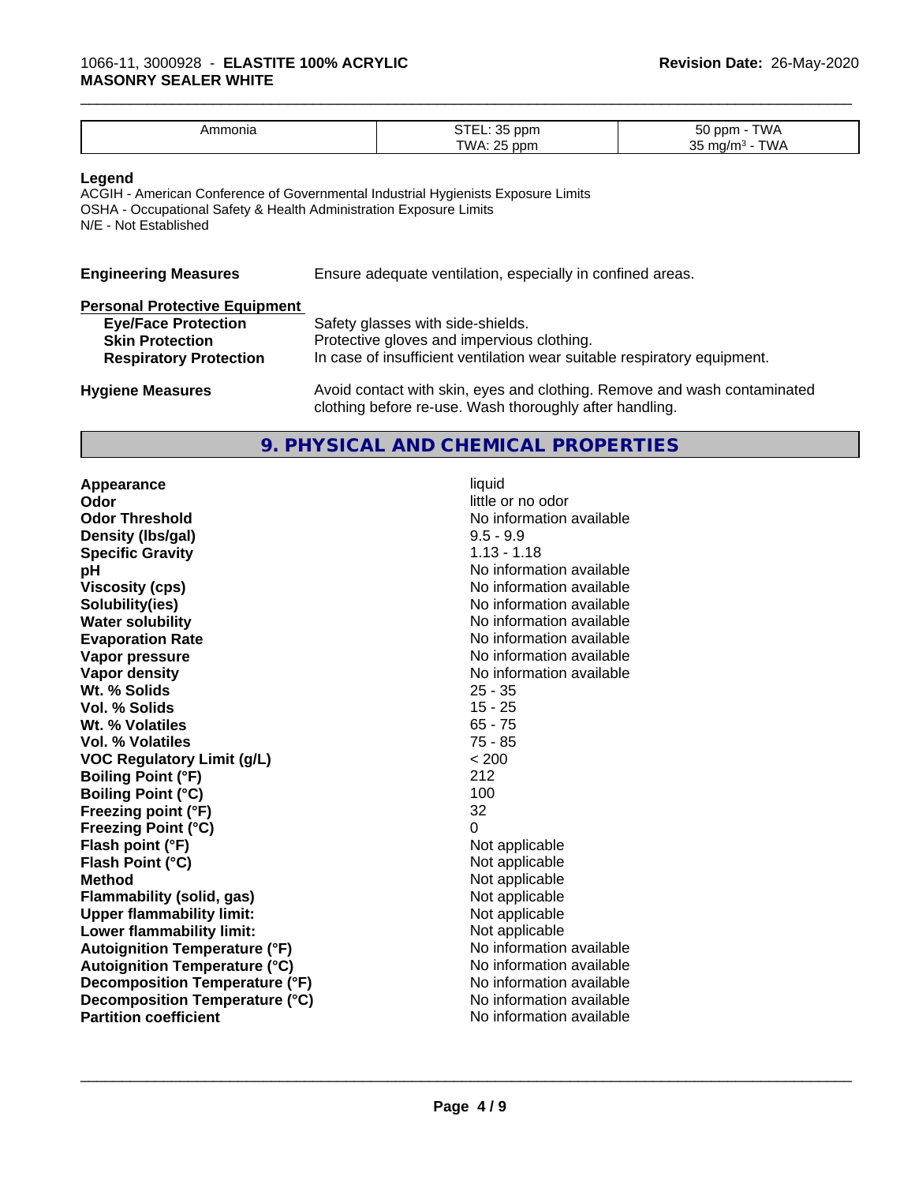| Ammonia | STEL: 35 ppm<br>TWA: 25 ppm | 50 ppm - TWA<br>35 mg/m³ - TWA |
|---|---|---|

**Legend**
ACGIH - American Conference of Governmental Industrial Hygienists Exposure Limits
OSHA - Occupational Safety & Health Administration Exposure Limits
N/E - Not Established

**Engineering Measures** Ensure adequate ventilation, especially in confined areas.

**Personal Protective Equipment**

**Eye/Face Protection** Safety glasses with side-shields.

**Skin Protection** Protective gloves and impervious clothing.

**Respiratory Protection** In case of insufficient ventilation wear suitable respiratory equipment.

**Hygiene Measures** Avoid contact with skin, eyes and clothing. Remove and wash contaminated clothing before re-use. Wash thoroughly after handling.

## 9. PHYSICAL AND CHEMICAL PROPERTIES

| Property | Value |
|---|---|
| **Appearance** | liquid |
| **Odor** | little or no odor |
| **Odor Threshold** | No information available |
| **Density (lbs/gal)** | 9.5 - 9.9 |
| **Specific Gravity** | 1.13 - 1.18 |
| **pH** | No information available |
| **Viscosity (cps)** | No information available |
| **Solubility(ies)** | No information available |
| **Water solubility** | No information available |
| **Evaporation Rate** | No information available |
| **Vapor pressure** | No information available |
| **Vapor density** | No information available |
| **Wt. % Solids** | 25 - 35 |
| **Vol. % Solids** | 15 - 25 |
| **Wt. % Volatiles** | 65 - 75 |
| **Vol. % Volatiles** | 75 - 85 |
| **VOC Regulatory Limit (g/L)** | < 200 |
| **Boiling Point (°F)** | 212 |
| **Boiling Point (°C)** | 100 |
| **Freezing point (°F)** | 32 |
| **Freezing Point (°C)** | 0 |
| **Flash point (°F)** | Not applicable |
| **Flash Point (°C)** | Not applicable |
| **Method** | Not applicable |
| **Flammability (solid, gas)** | Not applicable |
| **Upper flammability limit:** | Not applicable |
| **Lower flammability limit:** | Not applicable |
| **Autoignition Temperature (°F)** | No information available |
| **Autoignition Temperature (°C)** | No information available |
| **Decomposition Temperature (°F)** | No information available |
| **Decomposition Temperature (°C)** | No information available |
| **Partition coefficient** | No information available |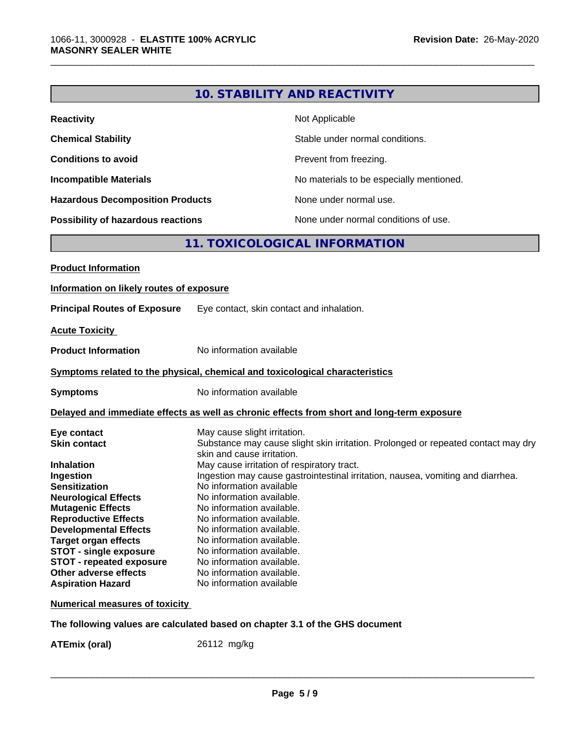## 10. STABILITY AND REACTIVITY

| | |
|---|---|
| **Reactivity** | Not Applicable |
| **Chemical Stability** | Stable under normal conditions. |
| **Conditions to avoid** | Prevent from freezing. |
| **Incompatible Materials** | No materials to be especially mentioned. |
| **Hazardous Decomposition Products** | None under normal use. |
| **Possibility of hazardous reactions** | None under normal conditions of use. |

## 11. TOXICOLOGICAL INFORMATION

**Product Information**

**Information on likely routes of exposure**

**Principal Routes of Exposure** Eye contact, skin contact and inhalation.

**Acute Toxicity**

**Product Information** No information available

**Symptoms related to the physical, chemical and toxicological characteristics**

**Symptoms** No information available

**Delayed and immediate effects as well as chronic effects from short and long-term exposure**

| | |
|---|---|
| **Eye contact** | May cause slight irritation. |
| **Skin contact** | Substance may cause slight skin irritation. Prolonged or repeated contact may dry skin and cause irritation. |
| **Inhalation** | May cause irritation of respiratory tract. |
| **Ingestion** | Ingestion may cause gastrointestinal irritation, nausea, vomiting and diarrhea. |
| **Sensitization** | No information available |
| **Neurological Effects** | No information available. |
| **Mutagenic Effects** | No information available. |
| **Reproductive Effects** | No information available. |
| **Developmental Effects** | No information available. |
| **Target organ effects** | No information available. |
| **STOT - single exposure** | No information available. |
| **STOT - repeated exposure** | No information available. |
| **Other adverse effects** | No information available. |
| **Aspiration Hazard** | No information available |

**Numerical measures of toxicity**

**The following values are calculated based on chapter 3.1 of the GHS document**

**ATEmix (oral)** 26112 mg/kg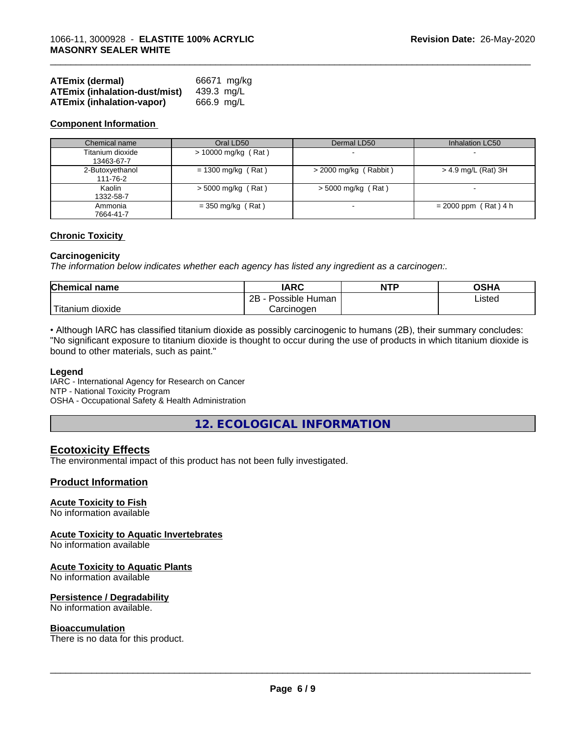| | |
|---|---|
| **ATEmix (dermal)** | 66671 mg/kg |
| **ATEmix (inhalation-dust/mist)** | 439.3 mg/L |
| **ATEmix (inhalation-vapor)** | 666.9 mg/L |

**Component Information**

| Chemical name | Oral LD50 | Dermal LD50 | Inhalation LC50 |
|---|---|---|---|
| Titanium dioxide<br>13463-67-7 | > 10000 mg/kg ( Rat ) | - | - |
| 2-Butoxyethanol<br>111-76-2 | = 1300 mg/kg ( Rat ) | > 2000 mg/kg ( Rabbit ) | > 4.9 mg/L (Rat) 3H |
| Kaolin<br>1332-58-7 | > 5000 mg/kg ( Rat ) | > 5000 mg/kg ( Rat ) | - |
| Ammonia<br>7664-41-7 | = 350 mg/kg ( Rat ) | - | = 2000 ppm ( Rat ) 4 h |

**Chronic Toxicity**

**Carcinogenicity**

*The information below indicates whether each agency has listed any ingredient as a carcinogen:.*

| Chemical name | IARC | NTP | OSHA |
|---|---|---|---|
| Titanium dioxide | 2B - Possible Human Carcinogen | | Listed |

• Although IARC has classified titanium dioxide as possibly carcinogenic to humans (2B), their summary concludes: "No significant exposure to titanium dioxide is thought to occur during the use of products in which titanium dioxide is bound to other materials, such as paint."

**Legend**

IARC - International Agency for Research on Cancer
NTP - National Toxicity Program
OSHA - Occupational Safety & Health Administration

## 12. ECOLOGICAL INFORMATION

### Ecotoxicity Effects

The environmental impact of this product has not been fully investigated.

### Product Information

**Acute Toxicity to Fish**

No information available

**Acute Toxicity to Aquatic Invertebrates**

No information available

**Acute Toxicity to Aquatic Plants**

No information available

**Persistence / Degradability**

No information available.

**Bioaccumulation**

There is no data for this product.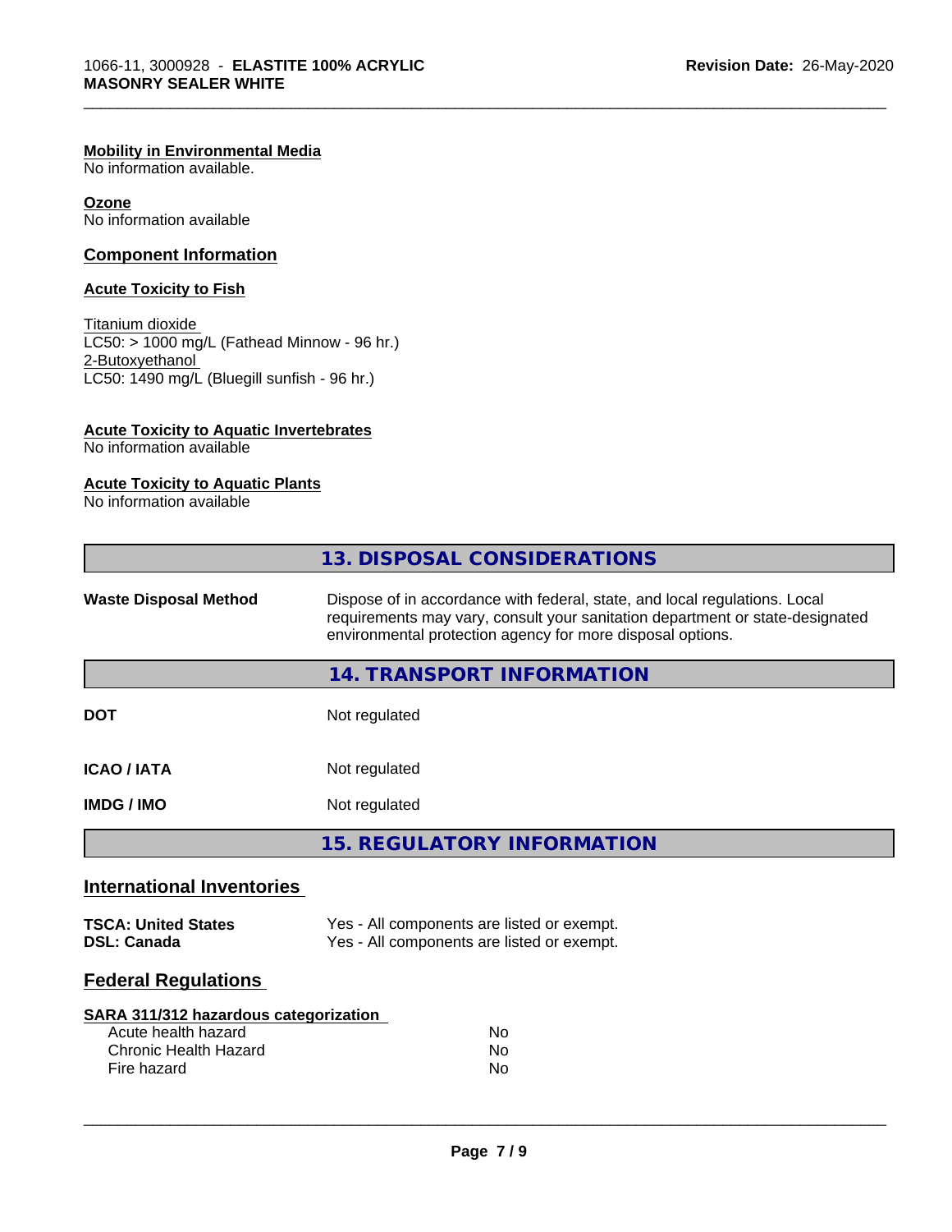**Mobility in Environmental Media**
No information available.

**Ozone**
No information available

## Component Information

**Acute Toxicity to Fish**

Titanium dioxide
LC50: > 1000 mg/L (Fathead Minnow - 96 hr.)
2-Butoxyethanol
LC50: 1490 mg/L (Bluegill sunfish - 96 hr.)

**Acute Toxicity to Aquatic Invertebrates**
No information available

**Acute Toxicity to Aquatic Plants**
No information available

## 13. DISPOSAL CONSIDERATIONS

| | |
|---|---|
| **Waste Disposal Method** | Dispose of in accordance with federal, state, and local regulations. Local requirements may vary, consult your sanitation department or state-designated environmental protection agency for more disposal options. |

## 14. TRANSPORT INFORMATION

| | |
|---|---|
| **DOT** | Not regulated |
| **ICAO / IATA** | Not regulated |
| **IMDG / IMO** | Not regulated |

## 15. REGULATORY INFORMATION

### International Inventories

| | |
|---|---|
| **TSCA: United States** | Yes - All components are listed or exempt. |
| **DSL: Canada** | Yes - All components are listed or exempt. |

### Federal Regulations

**SARA 311/312 hazardous categorization**

| | |
|---|---|
| Acute health hazard | No |
| Chronic Health Hazard | No |
| Fire hazard | No |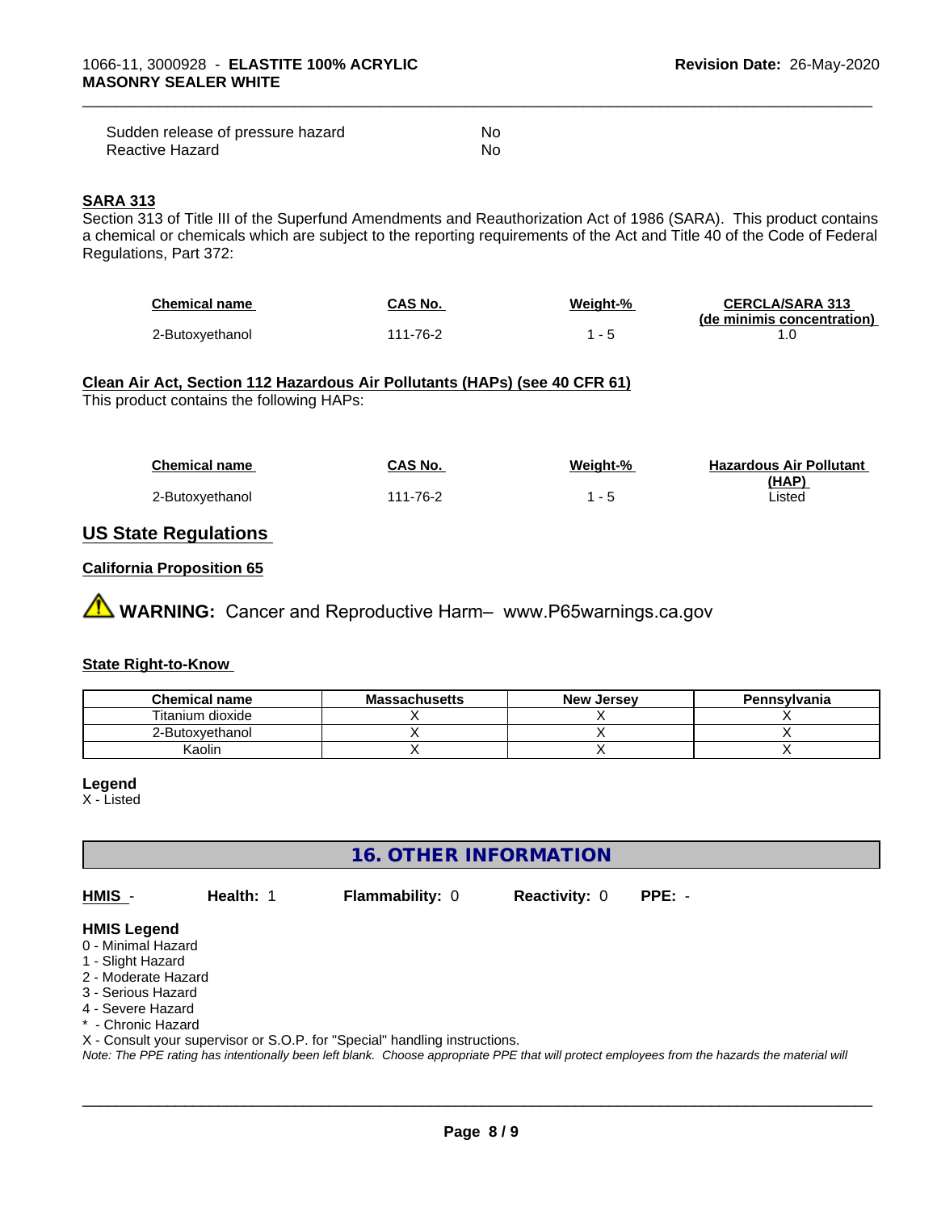| | |
|---|---|
| Sudden release of pressure hazard | No |
| Reactive Hazard | No |

**SARA 313**

Section 313 of Title III of the Superfund Amendments and Reauthorization Act of 1986 (SARA). This product contains a chemical or chemicals which are subject to the reporting requirements of the Act and Title 40 of the Code of Federal Regulations, Part 372:

| Chemical name | CAS No. | Weight-% | CERCLA/SARA 313 (de minimis concentration) |
|---|---|---|---|
| 2-Butoxyethanol | 111-76-2 | 1 - 5 | 1.0 |

**Clean Air Act, Section 112 Hazardous Air Pollutants (HAPs) (see 40 CFR 61)**

This product contains the following HAPs:

| Chemical name | CAS No. | Weight-% | Hazardous Air Pollutant (HAP) |
|---|---|---|---|
| 2-Butoxyethanol | 111-76-2 | 1 - 5 | Listed |

## US State Regulations

**California Proposition 65**

**WARNING:** Cancer and Reproductive Harm– www.P65warnings.ca.gov

**State Right-to-Know**

| Chemical name | Massachusetts | New Jersey | Pennsylvania |
|---|---|---|---|
| Titanium dioxide | X | X | X |
| 2-Butoxyethanol | X | X | X |
| Kaolin | X | X | X |

**Legend**

X - Listed

## 16. OTHER INFORMATION

**HMIS** - **Health:** 1 **Flammability:** 0 **Reactivity:** 0 **PPE:** -

**HMIS Legend**

0 - Minimal Hazard
1 - Slight Hazard
2 - Moderate Hazard
3 - Serious Hazard
4 - Severe Hazard
* - Chronic Hazard
X - Consult your supervisor or S.O.P. for "Special" handling instructions.

*Note: The PPE rating has intentionally been left blank. Choose appropriate PPE that will protect employees from the hazards the material will*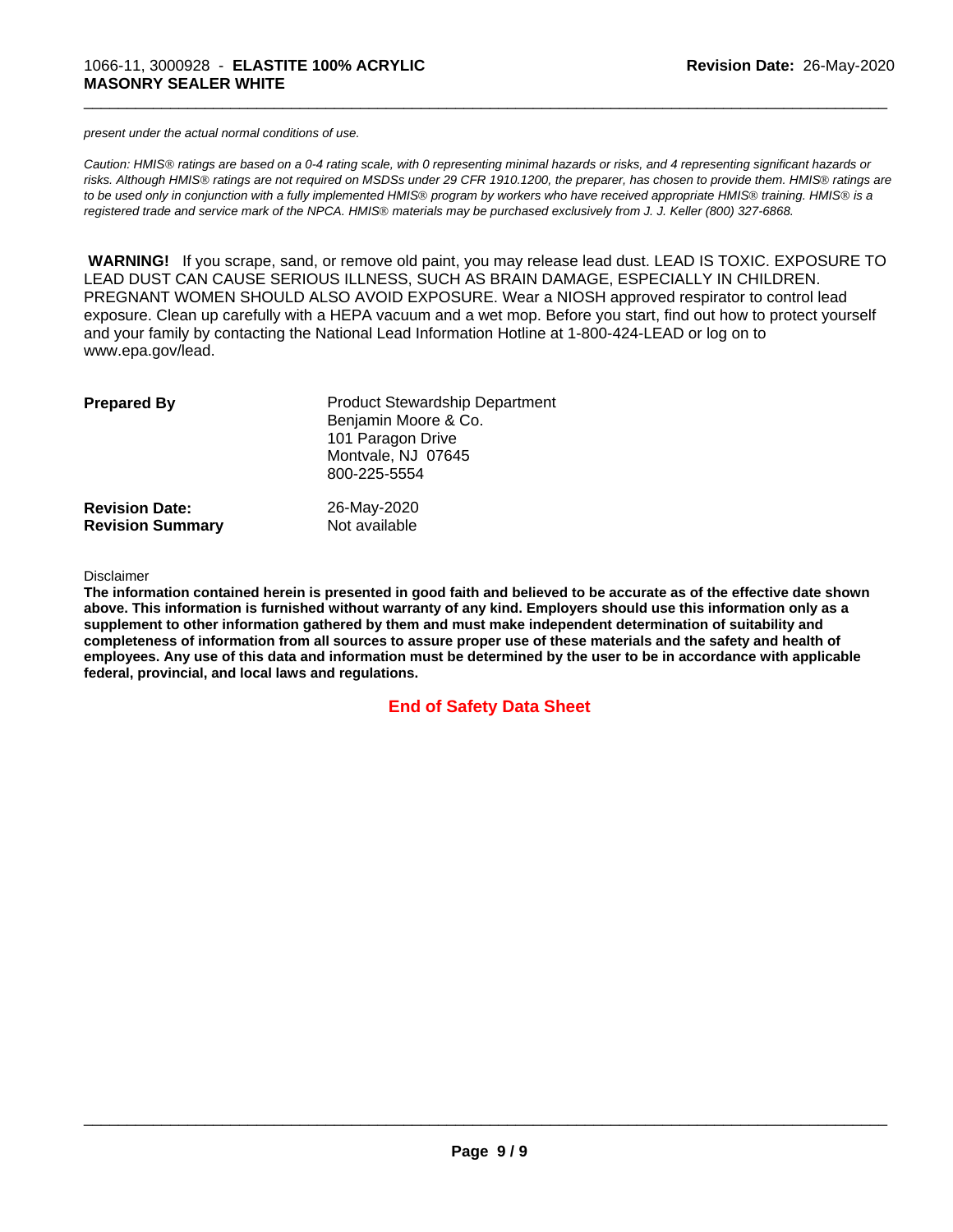*present under the actual normal conditions of use.*

*Caution: HMIS® ratings are based on a 0-4 rating scale, with 0 representing minimal hazards or risks, and 4 representing significant hazards or risks. Although HMIS® ratings are not required on MSDSs under 29 CFR 1910.1200, the preparer, has chosen to provide them. HMIS® ratings are to be used only in conjunction with a fully implemented HMIS® program by workers who have received appropriate HMIS® training. HMIS® is a registered trade and service mark of the NPCA. HMIS® materials may be purchased exclusively from J. J. Keller (800) 327-6868.*

**WARNING!** If you scrape, sand, or remove old paint, you may release lead dust. LEAD IS TOXIC. EXPOSURE TO LEAD DUST CAN CAUSE SERIOUS ILLNESS, SUCH AS BRAIN DAMAGE, ESPECIALLY IN CHILDREN. PREGNANT WOMEN SHOULD ALSO AVOID EXPOSURE. Wear a NIOSH approved respirator to control lead exposure. Clean up carefully with a HEPA vacuum and a wet mop. Before you start, find out how to protect yourself and your family by contacting the National Lead Information Hotline at 1-800-424-LEAD or log on to www.epa.gov/lead.

| | |
|---|---|
| **Prepared By** | Product Stewardship Department<br>Benjamin Moore & Co.<br>101 Paragon Drive<br>Montvale, NJ 07645<br>800-225-5554 |
| **Revision Date:** | 26-May-2020 |
| **Revision Summary** | Not available |

Disclaimer

**The information contained herein is presented in good faith and believed to be accurate as of the effective date shown above. This information is furnished without warranty of any kind. Employers should use this information only as a supplement to other information gathered by them and must make independent determination of suitability and completeness of information from all sources to assure proper use of these materials and the safety and health of employees. Any use of this data and information must be determined by the user to be in accordance with applicable federal, provincial, and local laws and regulations.**

**End of Safety Data Sheet**